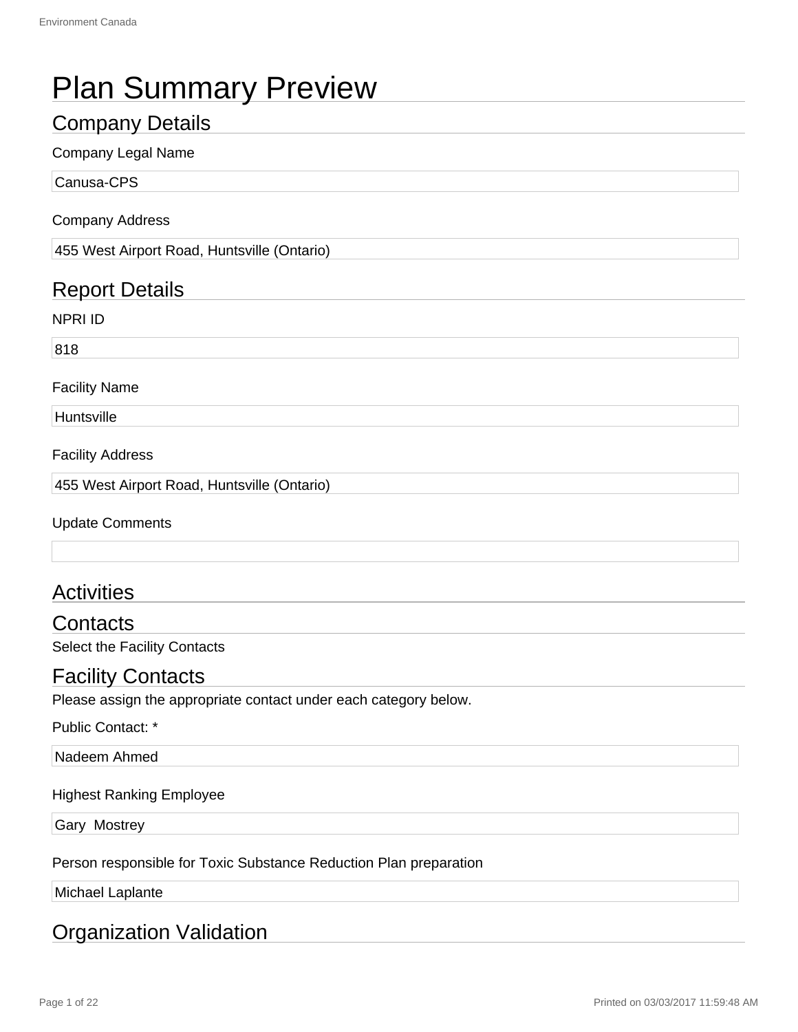# Plan Summary Preview

## Company Details

Company Legal Name

Canusa-CPS

Company Address

455 West Airport Road, Huntsville (Ontario)

## Report Details

NPRI ID

818

Facility Name

Huntsville

Facility Address

455 West Airport Road, Huntsville (Ontario)

Update Comments

## Activities

## Contacts

Select the Facility Contacts

## Facility Contacts

Please assign the appropriate contact under each category below.

Public Contact: *

Nadeem Ahmed

Highest Ranking Employee

Gary Mostrey

Person responsible for Toxic Substance Reduction Plan preparation

Michael Laplante

## Organization Validation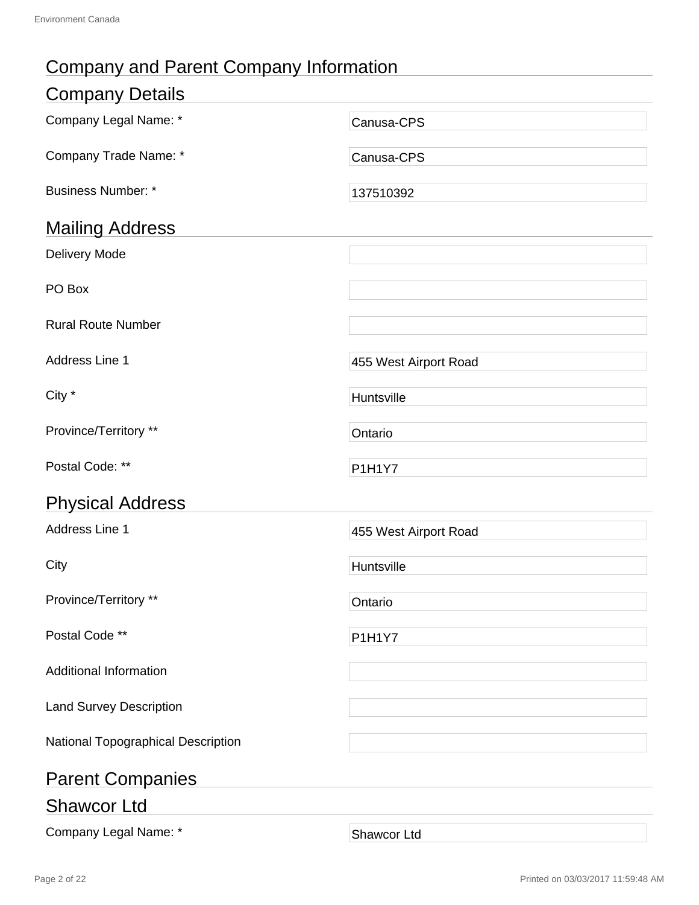# Company and Parent Company Information

## Company Details

| | |
|---|---|
| Company Legal Name: * | Canusa-CPS |
| Company Trade Name: * | Canusa-CPS |
| Business Number: * | 137510392 |

## Mailing Address

| | |
|---|---|
| Delivery Mode | |
| PO Box | |
| Rural Route Number | |
| Address Line 1 | 455 West Airport Road |
| City * | Huntsville |
| Province/Territory ** | Ontario |
| Postal Code: ** | P1H1Y7 |

## Physical Address

| | |
|---|---|
| Address Line 1 | 455 West Airport Road |
| City | Huntsville |
| Province/Territory ** | Ontario |
| Postal Code ** | P1H1Y7 |
| Additional Information | |
| Land Survey Description | |
| National Topographical Description | |

## Parent Companies

## Shawcor Ltd

| | |
|---|---|
| Company Legal Name: * | Shawcor Ltd |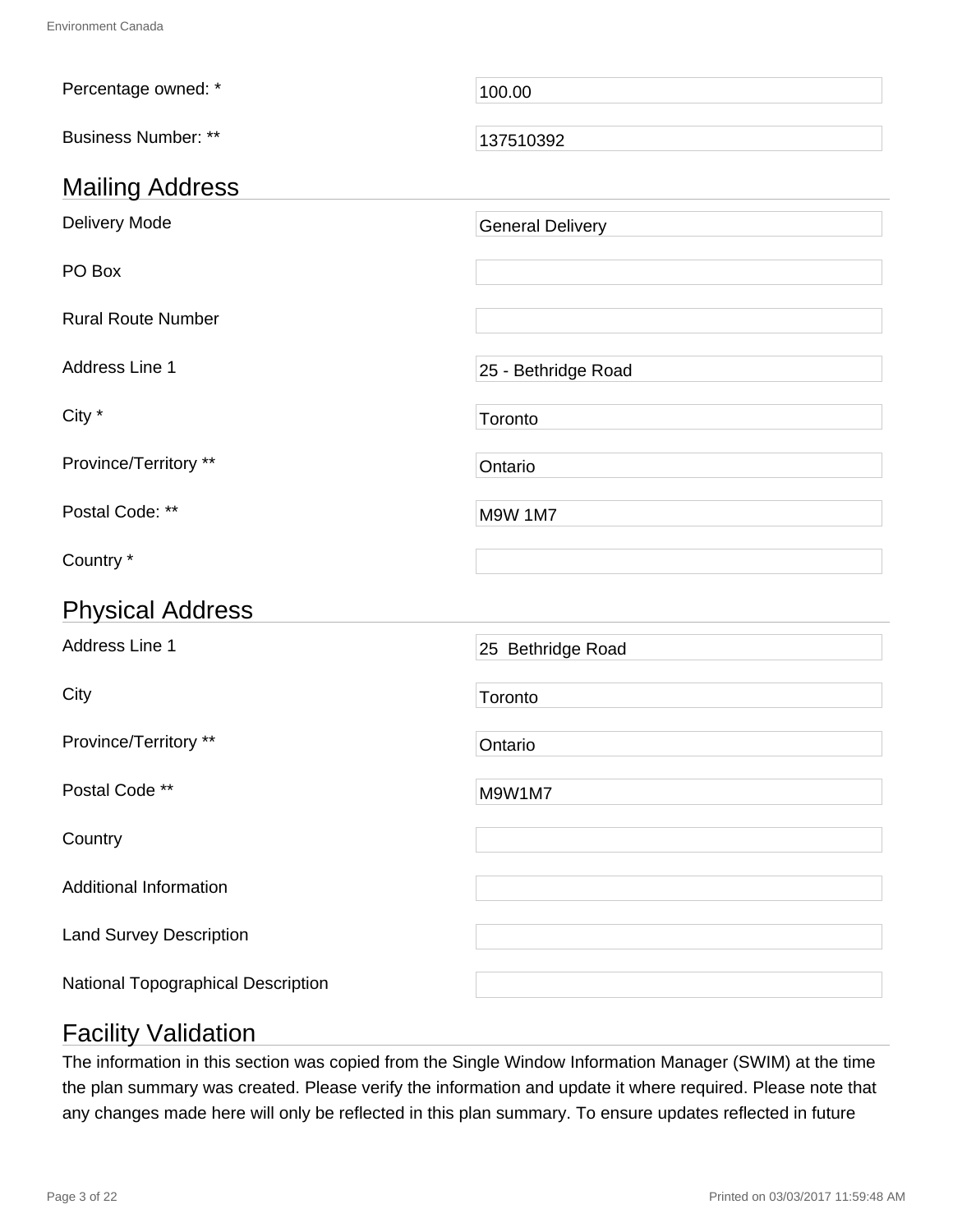| | |
|---|---|
| Percentage owned: * | 100.00 |
| Business Number: ** | 137510392 |

## Mailing Address

| | |
|---|---|
| Delivery Mode | General Delivery |
| PO Box | |
| Rural Route Number | |
| Address Line 1 | 25 - Bethridge Road |
| City * | Toronto |
| Province/Territory ** | Ontario |
| Postal Code: ** | M9W 1M7 |
| Country * | |

## Physical Address

| | |
|---|---|
| Address Line 1 | 25 Bethridge Road |
| City | Toronto |
| Province/Territory ** | Ontario |
| Postal Code ** | M9W1M7 |
| Country | |
| Additional Information | |
| Land Survey Description | |
| National Topographical Description | |

## Facility Validation

The information in this section was copied from the Single Window Information Manager (SWIM) at the time the plan summary was created. Please verify the information and update it where required. Please note that any changes made here will only be reflected in this plan summary. To ensure updates reflected in future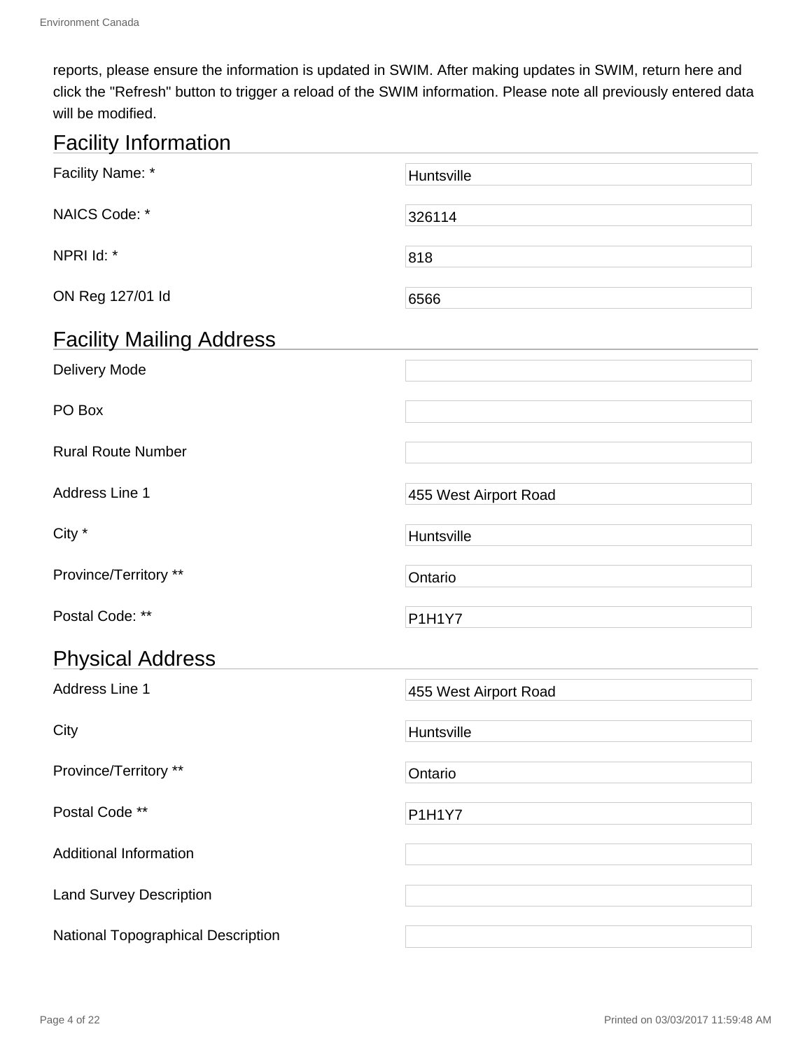reports, please ensure the information is updated in SWIM. After making updates in SWIM, return here and click the "Refresh" button to trigger a reload of the SWIM information. Please note all previously entered data will be modified.

## Facility Information

| | |
|---|---|
| Facility Name: * | Huntsville |
| NAICS Code: * | 326114 |
| NPRI Id: * | 818 |
| ON Reg 127/01 Id | 6566 |

## Facility Mailing Address

| | |
|---|---|
| Delivery Mode | |
| PO Box | |
| Rural Route Number | |
| Address Line 1 | 455 West Airport Road |
| City * | Huntsville |
| Province/Territory ** | Ontario |
| Postal Code: ** | P1H1Y7 |

## Physical Address

| | |
|---|---|
| Address Line 1 | 455 West Airport Road |
| City | Huntsville |
| Province/Territory ** | Ontario |
| Postal Code ** | P1H1Y7 |
| Additional Information | |
| Land Survey Description | |
| National Topographical Description | |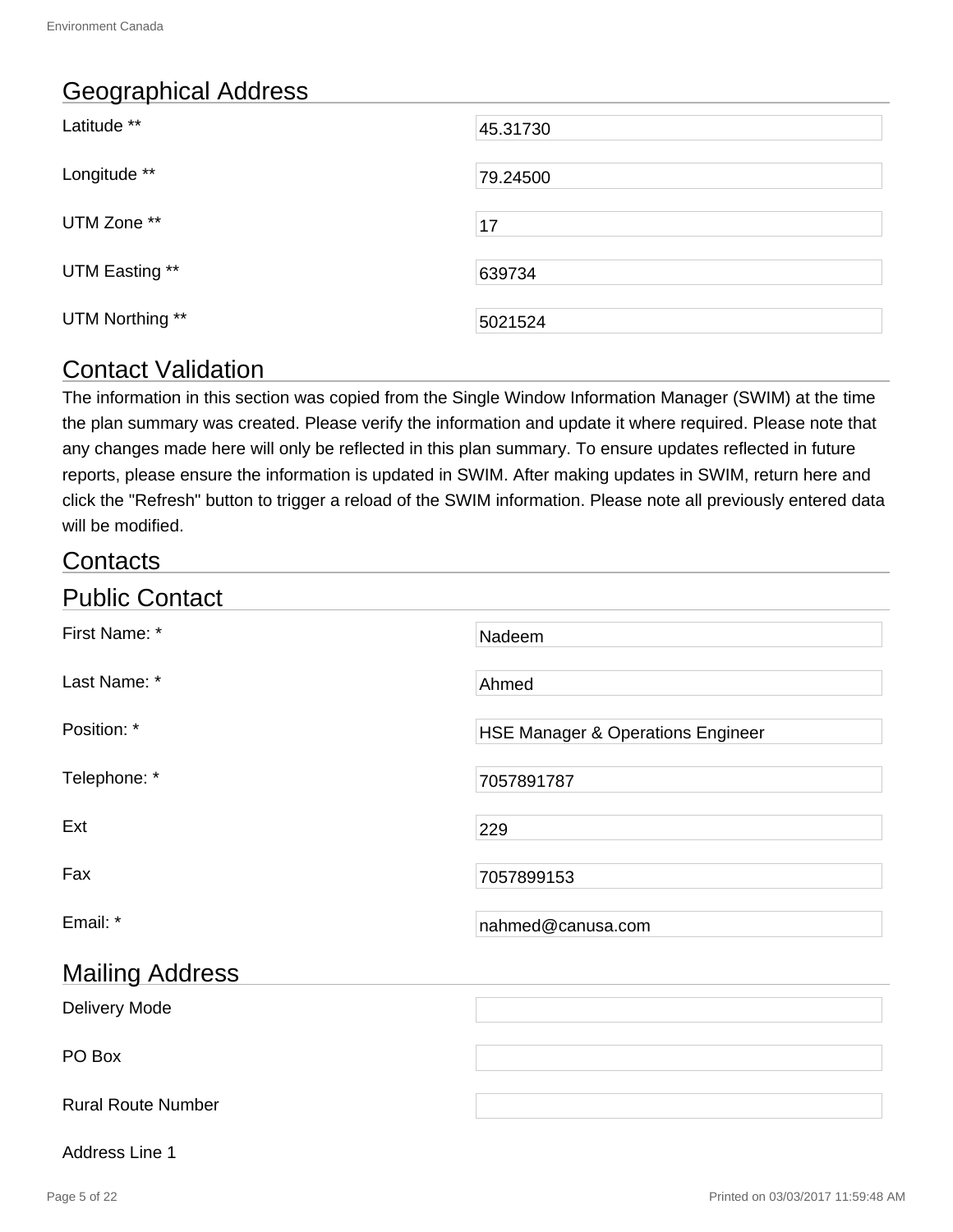## Geographical Address

| | |
|---|---|
| Latitude ** | 45.31730 |
| Longitude ** | 79.24500 |
| UTM Zone ** | 17 |
| UTM Easting ** | 639734 |
| UTM Northing ** | 5021524 |

## Contact Validation

The information in this section was copied from the Single Window Information Manager (SWIM) at the time the plan summary was created. Please verify the information and update it where required. Please note that any changes made here will only be reflected in this plan summary. To ensure updates reflected in future reports, please ensure the information is updated in SWIM. After making updates in SWIM, return here and click the "Refresh" button to trigger a reload of the SWIM information. Please note all previously entered data will be modified.

## Contacts

## Public Contact

| | |
|---|---|
| First Name: * | Nadeem |
| Last Name: * | Ahmed |
| Position: * | HSE Manager & Operations Engineer |
| Telephone: * | 7057891787 |
| Ext | 229 |
| Fax | 7057899153 |
| Email: * | nahmed@canusa.com |

## Mailing Address

| | |
|---|---|
| Delivery Mode | |
| PO Box | |
| Rural Route Number | |
| Address Line 1 | |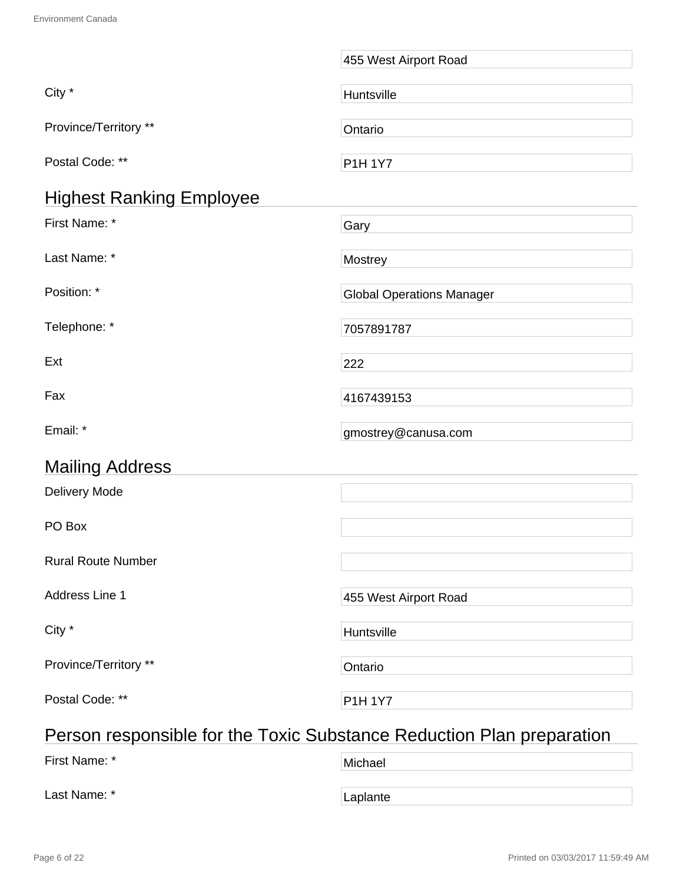| | |
|---|---|
| | 455 West Airport Road |
| City * | Huntsville |
| Province/Territory ** | Ontario |
| Postal Code: ** | P1H 1Y7 |

## Highest Ranking Employee

| | |
|---|---|
| First Name: * | Gary |
| Last Name: * | Mostrey |
| Position: * | Global Operations Manager |
| Telephone: * | 7057891787 |
| Ext | 222 |
| Fax | 4167439153 |
| Email: * | gmostrey@canusa.com |

## Mailing Address

| | |
|---|---|
| Delivery Mode | |
| PO Box | |
| Rural Route Number | |
| Address Line 1 | 455 West Airport Road |
| City * | Huntsville |
| Province/Territory ** | Ontario |
| Postal Code: ** | P1H 1Y7 |

## Person responsible for the Toxic Substance Reduction Plan preparation

| | |
|---|---|
| First Name: * | Michael |
| Last Name: * | Laplante |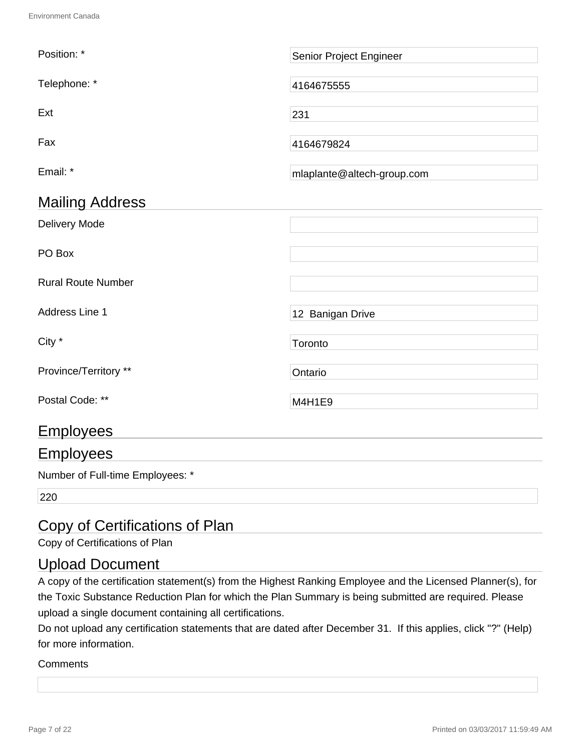| | |
|---|---|
| Position: * | Senior Project Engineer |
| Telephone: * | 4164675555 |
| Ext | 231 |
| Fax | 4164679824 |
| Email: * | mlaplante@altech-group.com |

## Mailing Address

| | |
|---|---|
| Delivery Mode | |
| PO Box | |
| Rural Route Number | |
| Address Line 1 | 12  Banigan Drive |
| City * | Toronto |
| Province/Territory ** | Ontario |
| Postal Code: ** | M4H1E9 |

## Employees

## Employees

Number of Full-time Employees: *

220

## Copy of Certifications of Plan

Copy of Certifications of Plan

## Upload Document

A copy of the certification statement(s) from the Highest Ranking Employee and the Licensed Planner(s), for the Toxic Substance Reduction Plan for which the Plan Summary is being submitted are required. Please upload a single document containing all certifications.

Do not upload any certification statements that are dated after December 31.  If this applies, click "?" (Help) for more information.

Comments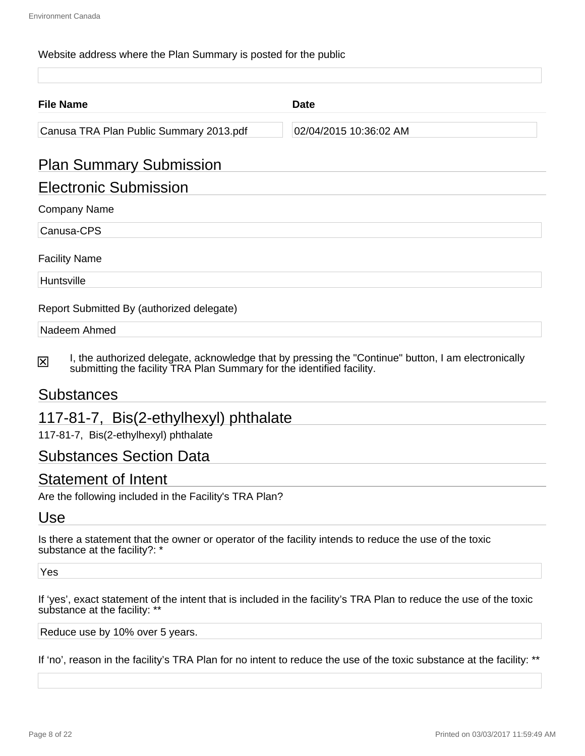Website address where the Plan Summary is posted for the public

| File Name | Date |
| --- | --- |
| Canusa TRA Plan Public Summary 2013.pdf | 02/04/2015 10:36:02 AM |

## Plan Summary Submission

## Electronic Submission

Company Name

Canusa-CPS

Facility Name

Huntsville

Report Submitted By (authorized delegate)

Nadeem Ahmed

☒ I, the authorized delegate, acknowledge that by pressing the "Continue" button, I am electronically submitting the facility TRA Plan Summary for the identified facility.

## Substances

## 117-81-7, Bis(2-ethylhexyl) phthalate

117-81-7, Bis(2-ethylhexyl) phthalate

## Substances Section Data

## Statement of Intent

Are the following included in the Facility's TRA Plan?

## Use

Is there a statement that the owner or operator of the facility intends to reduce the use of the toxic substance at the facility?: *

Yes

If 'yes', exact statement of the intent that is included in the facility's TRA Plan to reduce the use of the toxic substance at the facility: **

Reduce use by 10% over 5 years.

If 'no', reason in the facility's TRA Plan for no intent to reduce the use of the toxic substance at the facility: **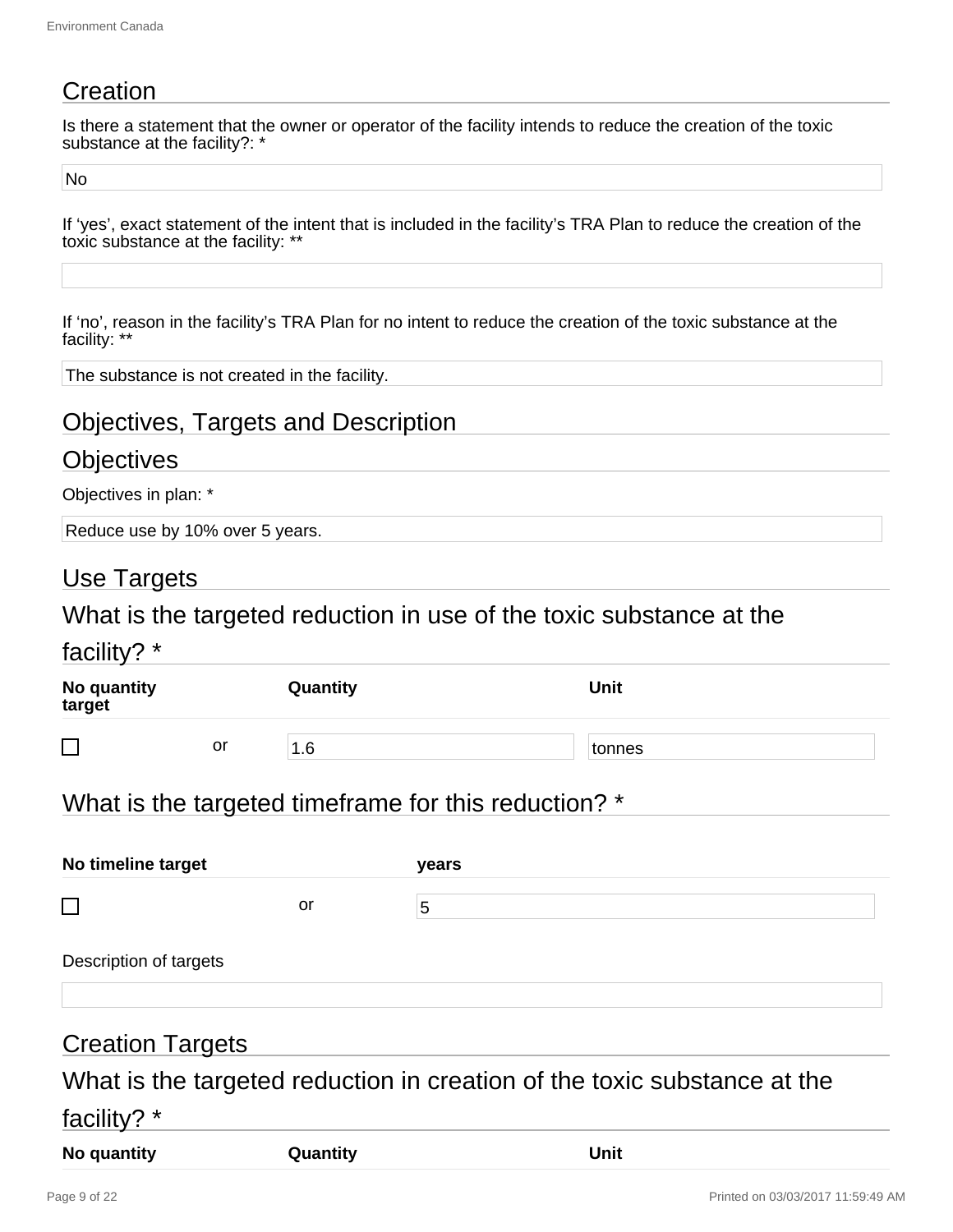## Creation

Is there a statement that the owner or operator of the facility intends to reduce the creation of the toxic substance at the facility?: *

No

If 'yes', exact statement of the intent that is included in the facility's TRA Plan to reduce the creation of the toxic substance at the facility: **

If 'no', reason in the facility's TRA Plan for no intent to reduce the creation of the toxic substance at the facility: **

The substance is not created in the facility.

## Objectives, Targets and Description

## Objectives

Objectives in plan: *

Reduce use by 10% over 5 years.

## Use Targets

### What is the targeted reduction in use of the toxic substance at the facility? *

| No quantity target | | Quantity | Unit |
|---|---|---|---|
| ☐ | or | 1.6 | tonnes |

### What is the targeted timeframe for this reduction? *

| No timeline target | | years |
|---|---|---|
| ☐ | or | 5 |

Description of targets

## Creation Targets

### What is the targeted reduction in creation of the toxic substance at the facility? *

| No quantity | Quantity | Unit |
|---|---|---|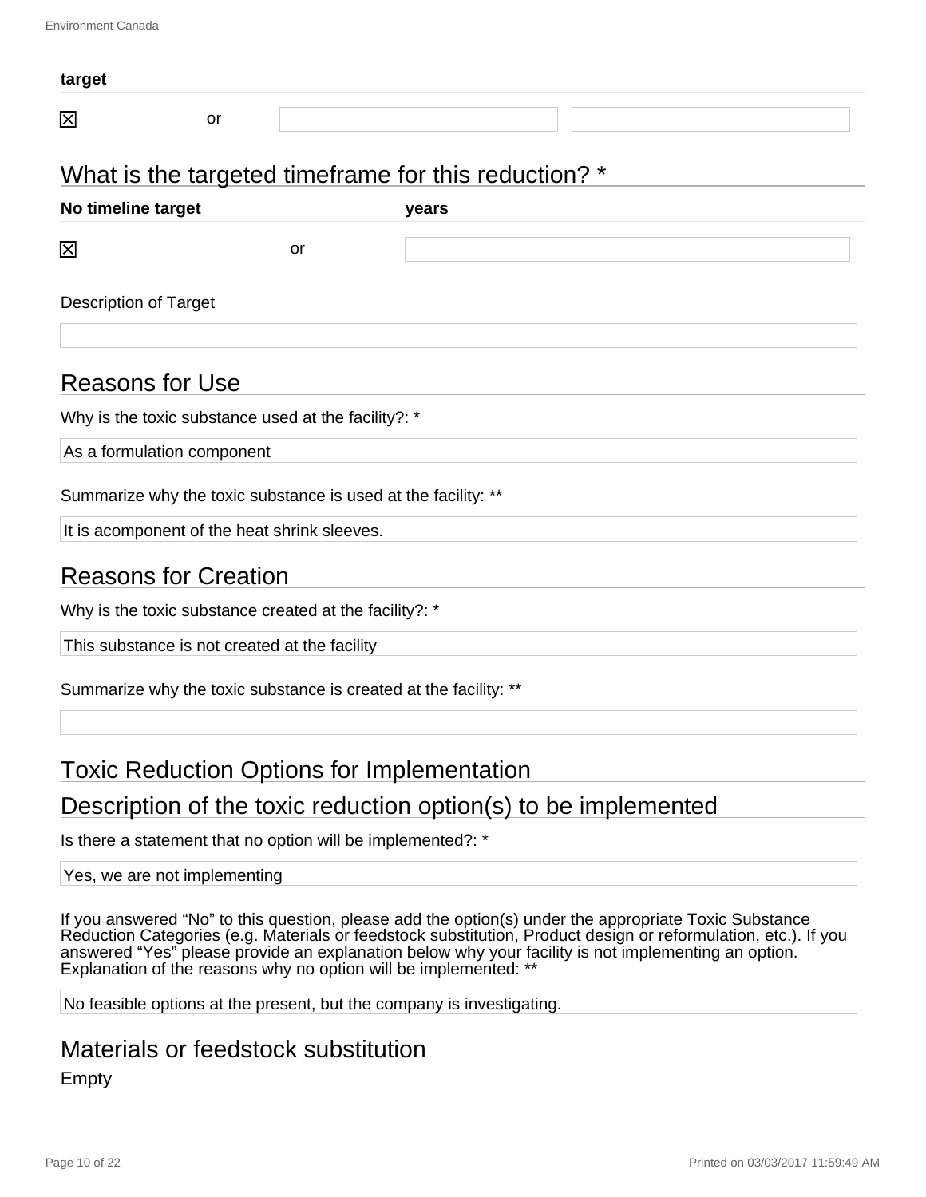| target | | | |
| --- | --- | --- | --- |
| ☒ | or | | |

## What is the targeted timeframe for this reduction? *

| No timeline target | | years |
| --- | --- | --- |
| ☒ | or | |

Description of Target

## Reasons for Use

Why is the toxic substance used at the facility?: *

As a formulation component

Summarize why the toxic substance is used at the facility: **

It is acomponent of the heat shrink sleeves.

## Reasons for Creation

Why is the toxic substance created at the facility?: *

This substance is not created at the facility

Summarize why the toxic substance is created at the facility: **

## Toxic Reduction Options for Implementation

## Description of the toxic reduction option(s) to be implemented

Is there a statement that no option will be implemented?: *

Yes, we are not implementing

If you answered "No" to this question, please add the option(s) under the appropriate Toxic Substance Reduction Categories (e.g. Materials or feedstock substitution, Product design or reformulation, etc.). If you answered "Yes" please provide an explanation below why your facility is not implementing an option. Explanation of the reasons why no option will be implemented: **

No feasible options at the present, but the company is investigating.

## Materials or feedstock substitution

Empty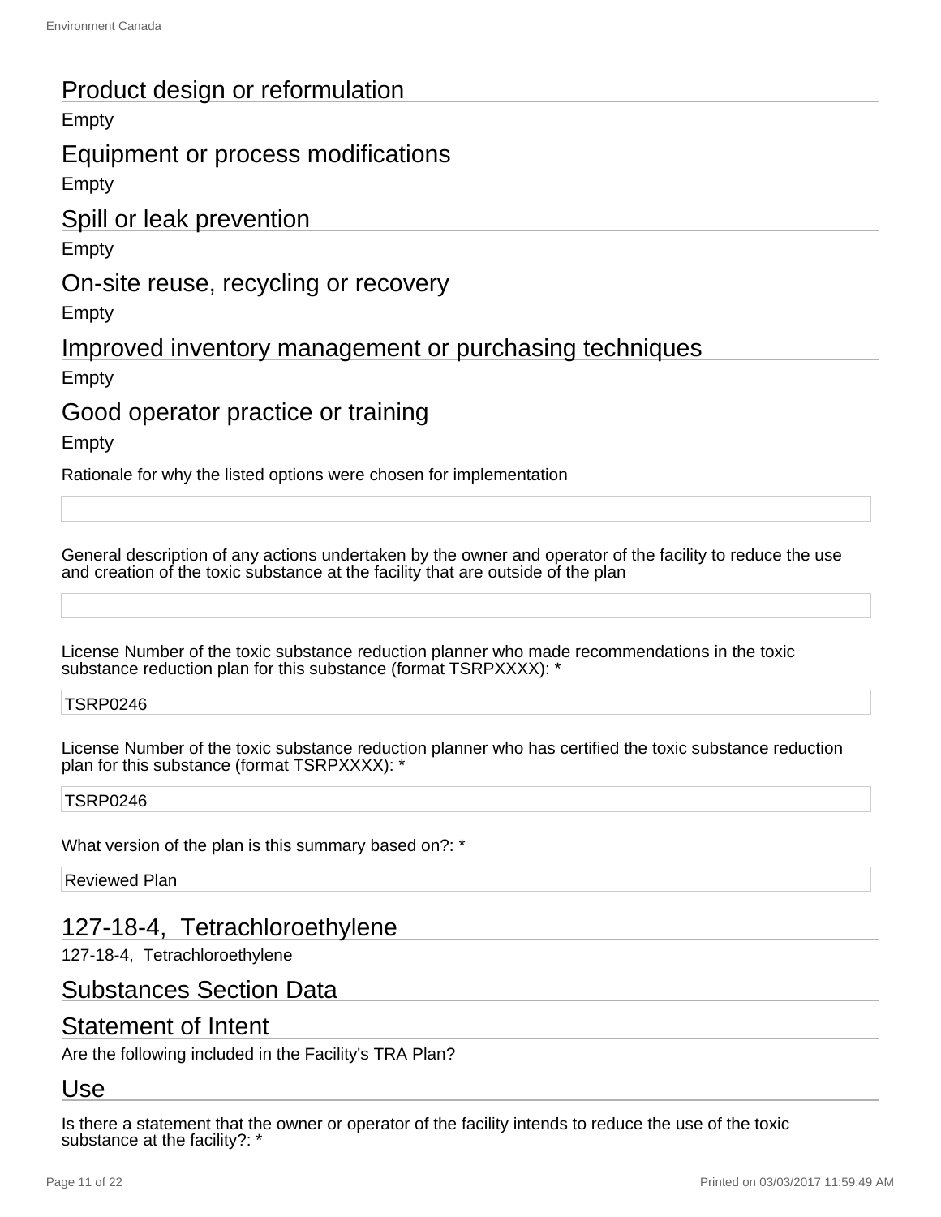## Product design or reformulation

Empty

## Equipment or process modifications

Empty

## Spill or leak prevention

Empty

## On-site reuse, recycling or recovery

Empty

## Improved inventory management or purchasing techniques

Empty

## Good operator practice or training

Empty

Rationale for why the listed options were chosen for implementation

General description of any actions undertaken by the owner and operator of the facility to reduce the use and creation of the toxic substance at the facility that are outside of the plan

License Number of the toxic substance reduction planner who made recommendations in the toxic substance reduction plan for this substance (format TSRPXXXX): *

TSRP0246

License Number of the toxic substance reduction planner who has certified the toxic substance reduction plan for this substance (format TSRPXXXX): *

TSRP0246

What version of the plan is this summary based on?: *

Reviewed Plan

## 127-18-4, Tetrachloroethylene

127-18-4, Tetrachloroethylene

## Substances Section Data

## Statement of Intent

Are the following included in the Facility's TRA Plan?

## Use

Is there a statement that the owner or operator of the facility intends to reduce the use of the toxic substance at the facility?: *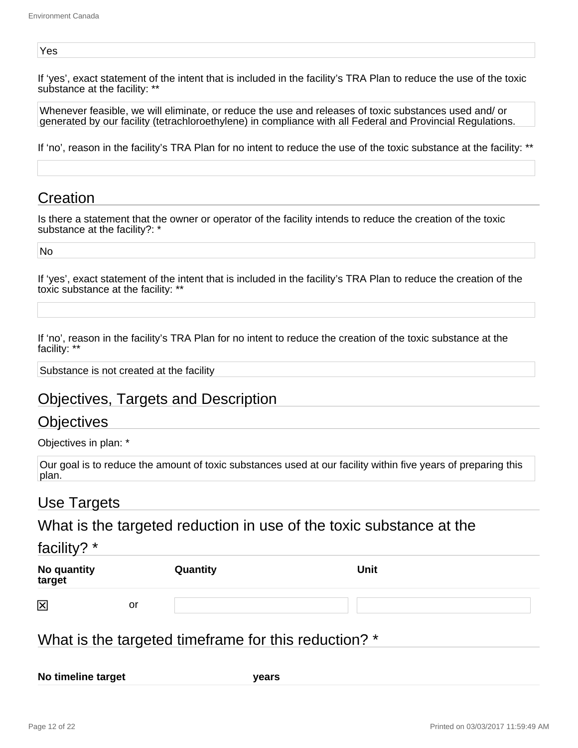Yes

If ‘yes’, exact statement of the intent that is included in the facility’s TRA Plan to reduce the use of the toxic substance at the facility: **

Whenever feasible, we will eliminate, or reduce the use and releases of toxic substances used and/ or generated by our facility (tetrachloroethylene) in compliance with all Federal and Provincial Regulations.

If ‘no’, reason in the facility’s TRA Plan for no intent to reduce the use of the toxic substance at the facility: **

## Creation

Is there a statement that the owner or operator of the facility intends to reduce the creation of the toxic substance at the facility?: *

No

If ‘yes’, exact statement of the intent that is included in the facility’s TRA Plan to reduce the creation of the toxic substance at the facility: **

If ‘no’, reason in the facility’s TRA Plan for no intent to reduce the creation of the toxic substance at the facility: **

Substance is not created at the facility

## Objectives, Targets and Description

## Objectives

Objectives in plan: *

Our goal is to reduce the amount of toxic substances used at our facility within five years of preparing this plan.

## Use Targets

## What is the targeted reduction in use of the toxic substance at the facility? *

| No quantity target | | Quantity | Unit |
|---|---|---|---|
| ☒ | or | | |

## What is the targeted timeframe for this reduction? *

| No timeline target | years |
|---|---|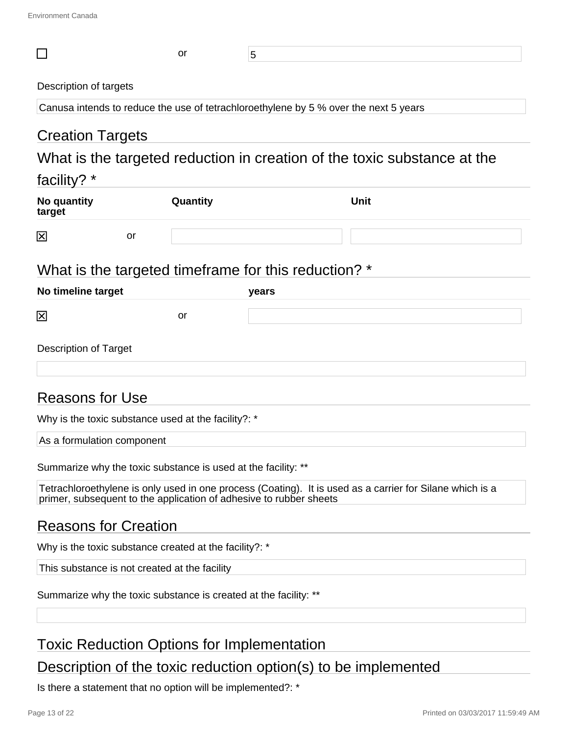| | or | 5 |
|---|---|---|
| ☐ | or | 5 |

Description of targets

Canusa intends to reduce the use of tetrachloroethylene by 5 % over the next 5 years

## Creation Targets

## What is the targeted reduction in creation of the toxic substance at the facility? *

| No quantity target | | Quantity | Unit |
|---|---|---|---|
| ☒ | or | | |

## What is the targeted timeframe for this reduction? *

| No timeline target | | years |
|---|---|---|
| ☒ | or | |

Description of Target

## Reasons for Use

Why is the toxic substance used at the facility?: *

As a formulation component

Summarize why the toxic substance is used at the facility: **

Tetrachloroethylene is only used in one process (Coating). It is used as a carrier for Silane which is a primer, subsequent to the application of adhesive to rubber sheets

## Reasons for Creation

Why is the toxic substance created at the facility?: *

This substance is not created at the facility

Summarize why the toxic substance is created at the facility: **

## Toxic Reduction Options for Implementation

## Description of the toxic reduction option(s) to be implemented

Is there a statement that no option will be implemented?: *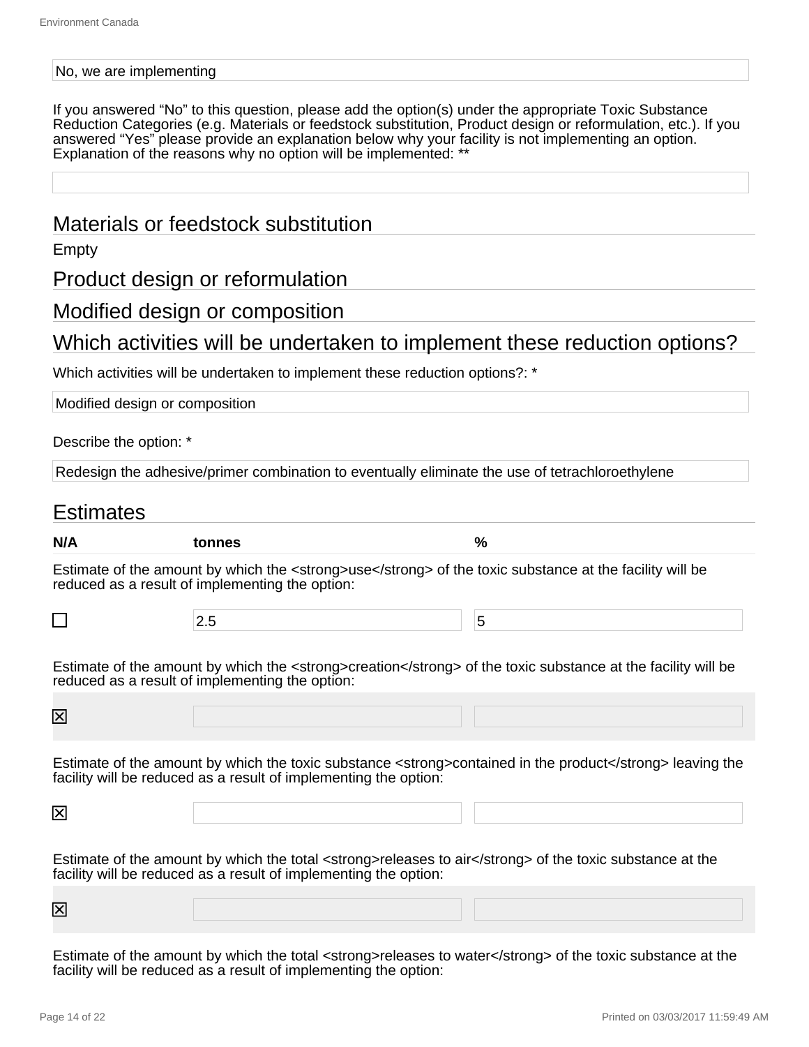No, we are implementing

If you answered "No" to this question, please add the option(s) under the appropriate Toxic Substance Reduction Categories (e.g. Materials or feedstock substitution, Product design or reformulation, etc.). If you answered "Yes" please provide an explanation below why your facility is not implementing an option. Explanation of the reasons why no option will be implemented: **

## Materials or feedstock substitution

Empty

## Product design or reformulation

## Modified design or composition

## Which activities will be undertaken to implement these reduction options?

Which activities will be undertaken to implement these reduction options?: *

Modified design or composition

Describe the option: *

Redesign the adhesive/primer combination to eventually eliminate the use of tetrachloroethylene

## Estimates

| N/A | tonnes | % |
|---|---|---|
| Estimate of the amount by which the <strong>use</strong> of the toxic substance at the facility will be reduced as a result of implementing the option: | | |
| ☐ | 2.5 | 5 |
| Estimate of the amount by which the <strong>creation</strong> of the toxic substance at the facility will be reduced as a result of implementing the option: | | |
| ☒ | | |
| Estimate of the amount by which the toxic substance <strong>contained in the product</strong> leaving the facility will be reduced as a result of implementing the option: | | |
| ☒ | | |
| Estimate of the amount by which the total <strong>releases to air</strong> of the toxic substance at the facility will be reduced as a result of implementing the option: | | |
| ☒ | | |
| Estimate of the amount by which the total <strong>releases to water</strong> of the toxic substance at the facility will be reduced as a result of implementing the option: | | |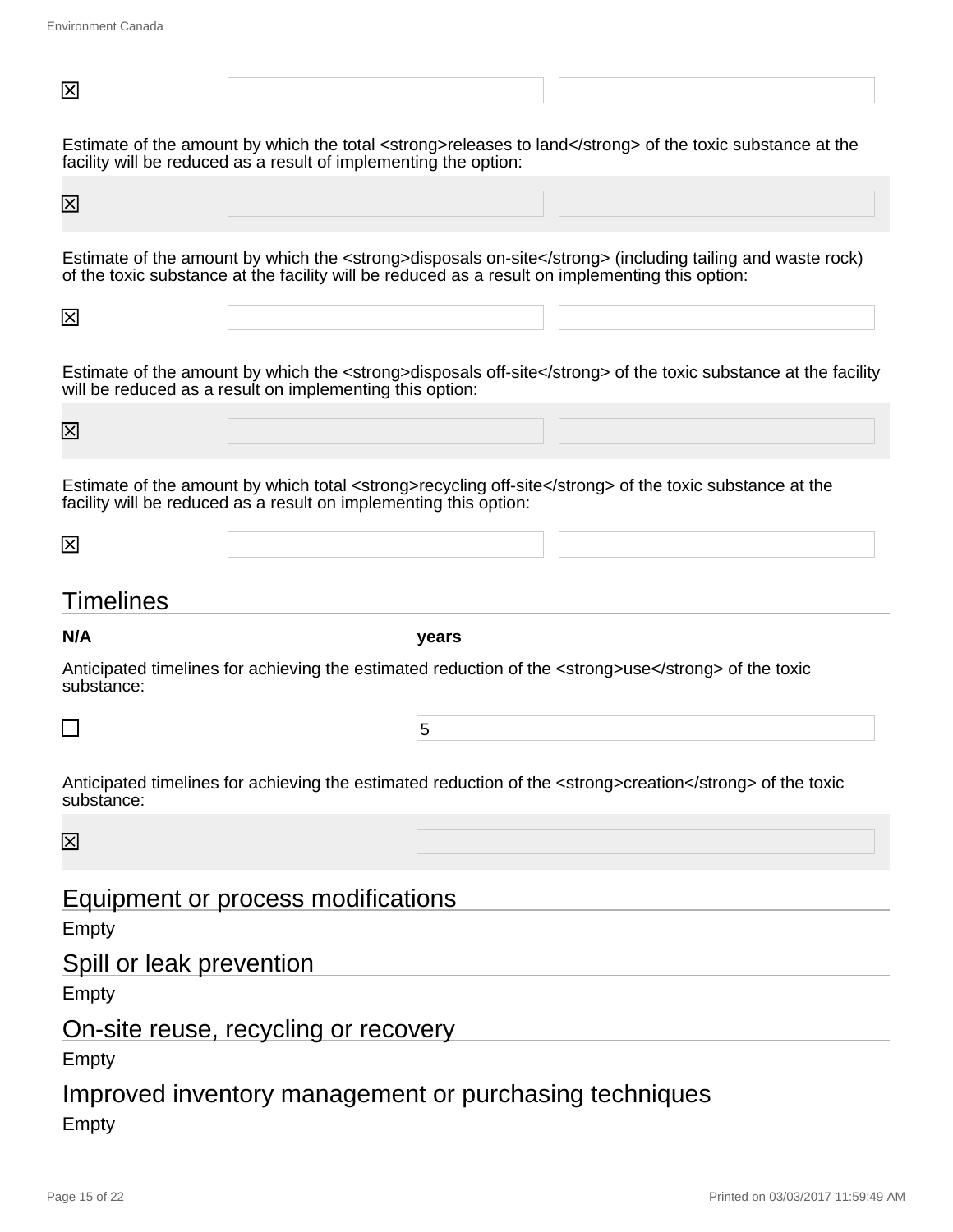| ☒ | | |
|---|---|---|

Estimate of the amount by which the total <strong>releases to land</strong> of the toxic substance at the facility will be reduced as a result of implementing the option:

| ☒ | | |
|---|---|---|

Estimate of the amount by which the <strong>disposals on-site</strong> (including tailing and waste rock) of the toxic substance at the facility will be reduced as a result on implementing this option:

| ☒ | | |
|---|---|---|

Estimate of the amount by which the <strong>disposals off-site</strong> of the toxic substance at the facility will be reduced as a result on implementing this option:

| ☒ | | |
|---|---|---|

Estimate of the amount by which total <strong>recycling off-site</strong> of the toxic substance at the facility will be reduced as a result on implementing this option:

| ☒ | | |
|---|---|---|

## Timelines

| **N/A** | **years** |
|---|---|

Anticipated timelines for achieving the estimated reduction of the <strong>use</strong> of the toxic substance:

| ☐ | 5 |
|---|---|

Anticipated timelines for achieving the estimated reduction of the <strong>creation</strong> of the toxic substance:

| ☒ | |
|---|---|

## Equipment or process modifications

Empty

## Spill or leak prevention

Empty

## On-site reuse, recycling or recovery

Empty

## Improved inventory management or purchasing techniques

Empty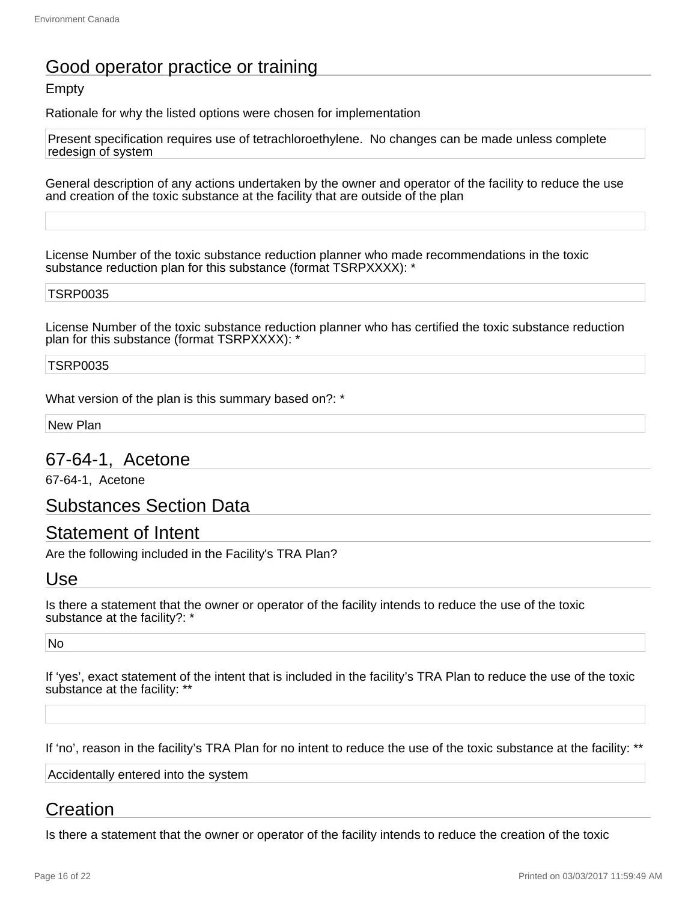## Good operator practice or training

Empty

Rationale for why the listed options were chosen for implementation

Present specification requires use of tetrachloroethylene. No changes can be made unless complete redesign of system

General description of any actions undertaken by the owner and operator of the facility to reduce the use and creation of the toxic substance at the facility that are outside of the plan

License Number of the toxic substance reduction planner who made recommendations in the toxic substance reduction plan for this substance (format TSRPXXXX): *

TSRP0035

License Number of the toxic substance reduction planner who has certified the toxic substance reduction plan for this substance (format TSRPXXXX): *

TSRP0035

What version of the plan is this summary based on?: *

New Plan

## 67-64-1, Acetone

67-64-1, Acetone

## Substances Section Data

## Statement of Intent

Are the following included in the Facility's TRA Plan?

## Use

Is there a statement that the owner or operator of the facility intends to reduce the use of the toxic substance at the facility?: *

No

If 'yes', exact statement of the intent that is included in the facility's TRA Plan to reduce the use of the toxic substance at the facility: **

If 'no', reason in the facility's TRA Plan for no intent to reduce the use of the toxic substance at the facility: **

Accidentally entered into the system

## Creation

Is there a statement that the owner or operator of the facility intends to reduce the creation of the toxic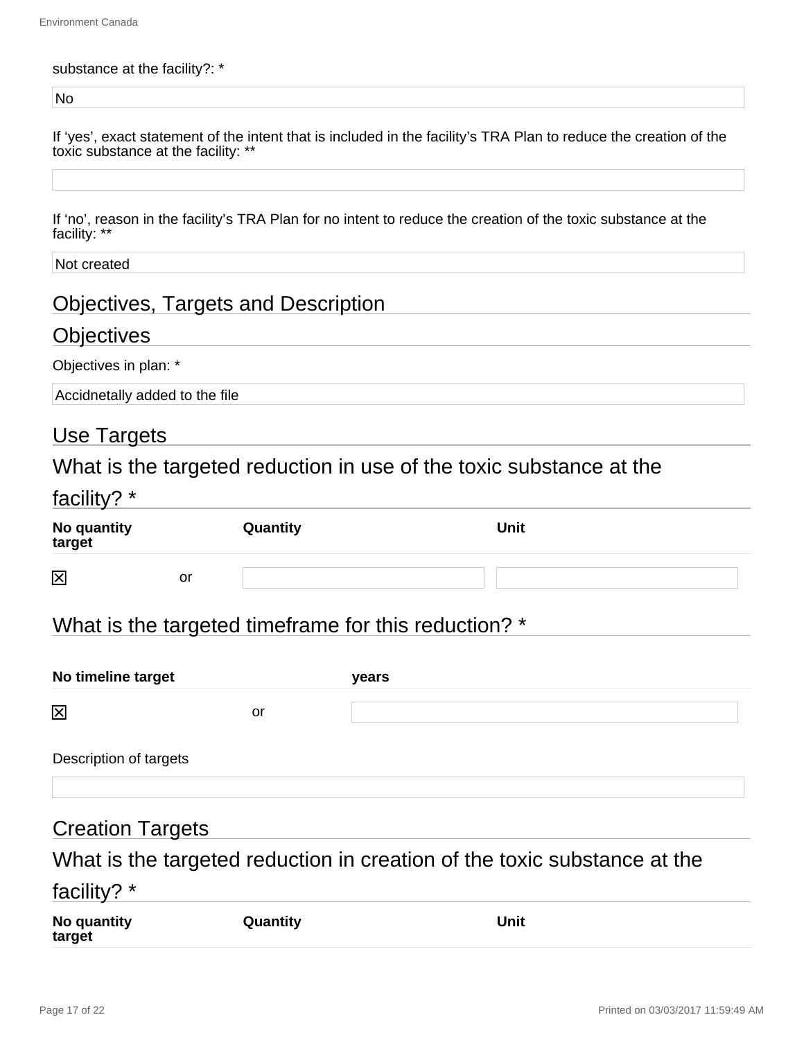substance at the facility?: *

No

If 'yes', exact statement of the intent that is included in the facility's TRA Plan to reduce the creation of the toxic substance at the facility: **

If 'no', reason in the facility's TRA Plan for no intent to reduce the creation of the toxic substance at the facility: **

Not created

## Objectives, Targets and Description

### Objectives

Objectives in plan: *

Accidnetally added to the file

### Use Targets

#### What is the targeted reduction in use of the toxic substance at the facility? *

| No quantity target | | Quantity | Unit |
|---|---|---|---|
| ☒ | or | | |

#### What is the targeted timeframe for this reduction? *

| No timeline target | | years |
|---|---|---|
| ☒ | or | |

Description of targets

### Creation Targets

#### What is the targeted reduction in creation of the toxic substance at the facility? *

| No quantity target | Quantity | Unit |
|---|---|---|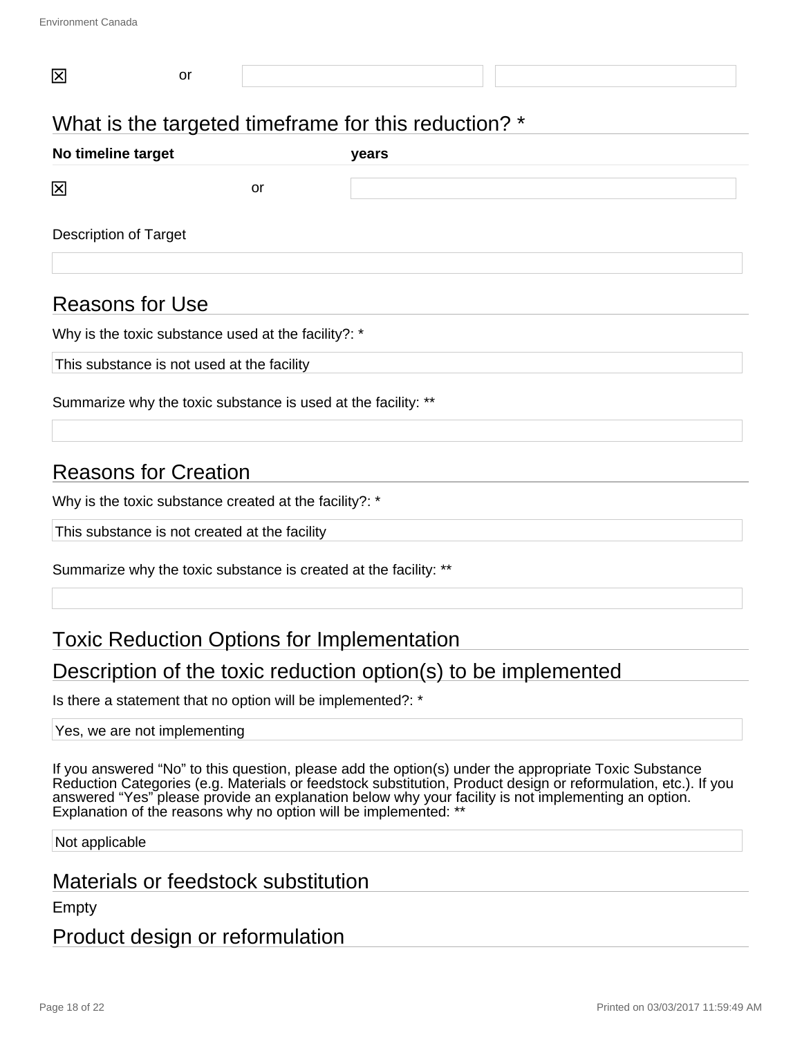| ☒ | or | | |
|---|---|---|---|

## What is the targeted timeframe for this reduction? *

| No timeline target | | years |
|---|---|---|
| ☒ | or | |

Description of Target

## Reasons for Use

Why is the toxic substance used at the facility?: *

This substance is not used at the facility

Summarize why the toxic substance is used at the facility: **

## Reasons for Creation

Why is the toxic substance created at the facility?: *

This substance is not created at the facility

Summarize why the toxic substance is created at the facility: **

## Toxic Reduction Options for Implementation

## Description of the toxic reduction option(s) to be implemented

Is there a statement that no option will be implemented?: *

Yes, we are not implementing

If you answered "No" to this question, please add the option(s) under the appropriate Toxic Substance Reduction Categories (e.g. Materials or feedstock substitution, Product design or reformulation, etc.). If you answered "Yes" please provide an explanation below why your facility is not implementing an option. Explanation of the reasons why no option will be implemented: **

Not applicable

## Materials or feedstock substitution

Empty

## Product design or reformulation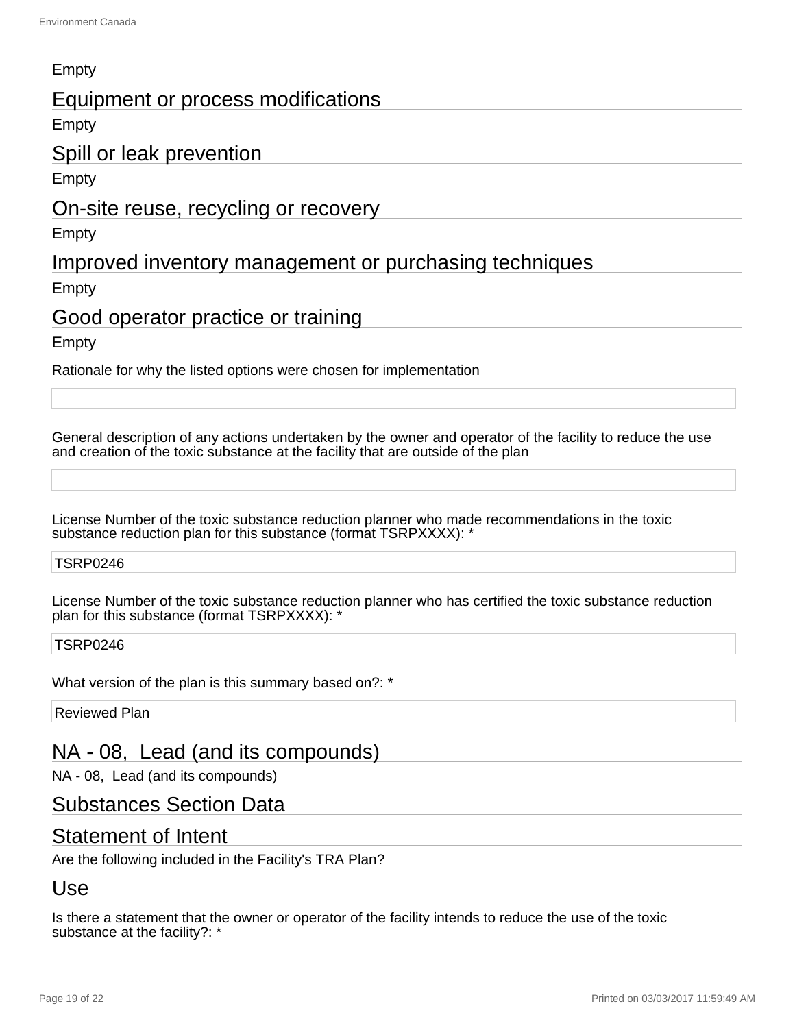Empty

## Equipment or process modifications

Empty

## Spill or leak prevention

Empty

## On-site reuse, recycling or recovery

Empty

## Improved inventory management or purchasing techniques

Empty

## Good operator practice or training

Empty

Rationale for why the listed options were chosen for implementation

General description of any actions undertaken by the owner and operator of the facility to reduce the use and creation of the toxic substance at the facility that are outside of the plan

License Number of the toxic substance reduction planner who made recommendations in the toxic substance reduction plan for this substance (format TSRPXXXX): *

TSRP0246

License Number of the toxic substance reduction planner who has certified the toxic substance reduction plan for this substance (format TSRPXXXX): *

TSRP0246

What version of the plan is this summary based on?: *

Reviewed Plan

## NA - 08, Lead (and its compounds)

NA - 08, Lead (and its compounds)

## Substances Section Data

## Statement of Intent

Are the following included in the Facility's TRA Plan?

## Use

Is there a statement that the owner or operator of the facility intends to reduce the use of the toxic substance at the facility?: *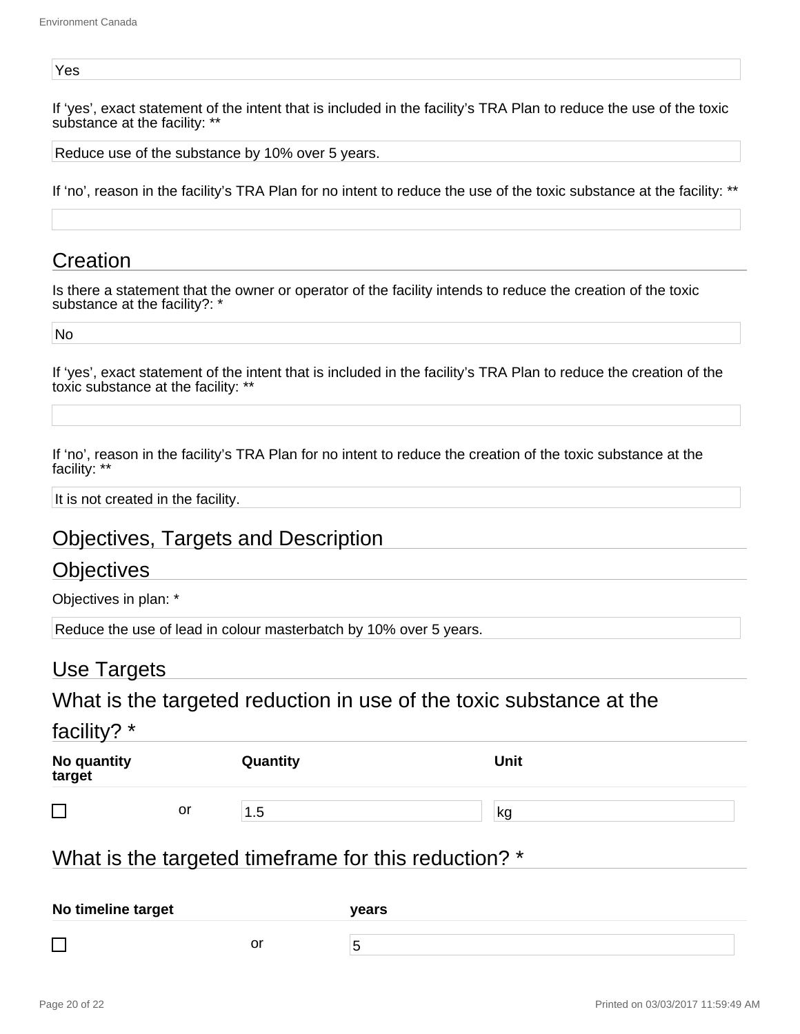Yes

If ‘yes’, exact statement of the intent that is included in the facility’s TRA Plan to reduce the use of the toxic substance at the facility: **

Reduce use of the substance by 10% over 5 years.

If ‘no’, reason in the facility’s TRA Plan for no intent to reduce the use of the toxic substance at the facility: **

## Creation

Is there a statement that the owner or operator of the facility intends to reduce the creation of the toxic substance at the facility?: *

No

If ‘yes’, exact statement of the intent that is included in the facility’s TRA Plan to reduce the creation of the toxic substance at the facility: **

If ‘no’, reason in the facility’s TRA Plan for no intent to reduce the creation of the toxic substance at the facility: **

It is not created in the facility.

## Objectives, Targets and Description

## Objectives

Objectives in plan: *

Reduce the use of lead in colour masterbatch by 10% over 5 years.

## Use Targets

## What is the targeted reduction in use of the toxic substance at the facility? *

| No quantity target | | Quantity | Unit |
|---|---|---|---|
| ☐ | or | 1.5 | kg |

## What is the targeted timeframe for this reduction? *

| No timeline target | | years |
|---|---|---|
| ☐ | or | 5 |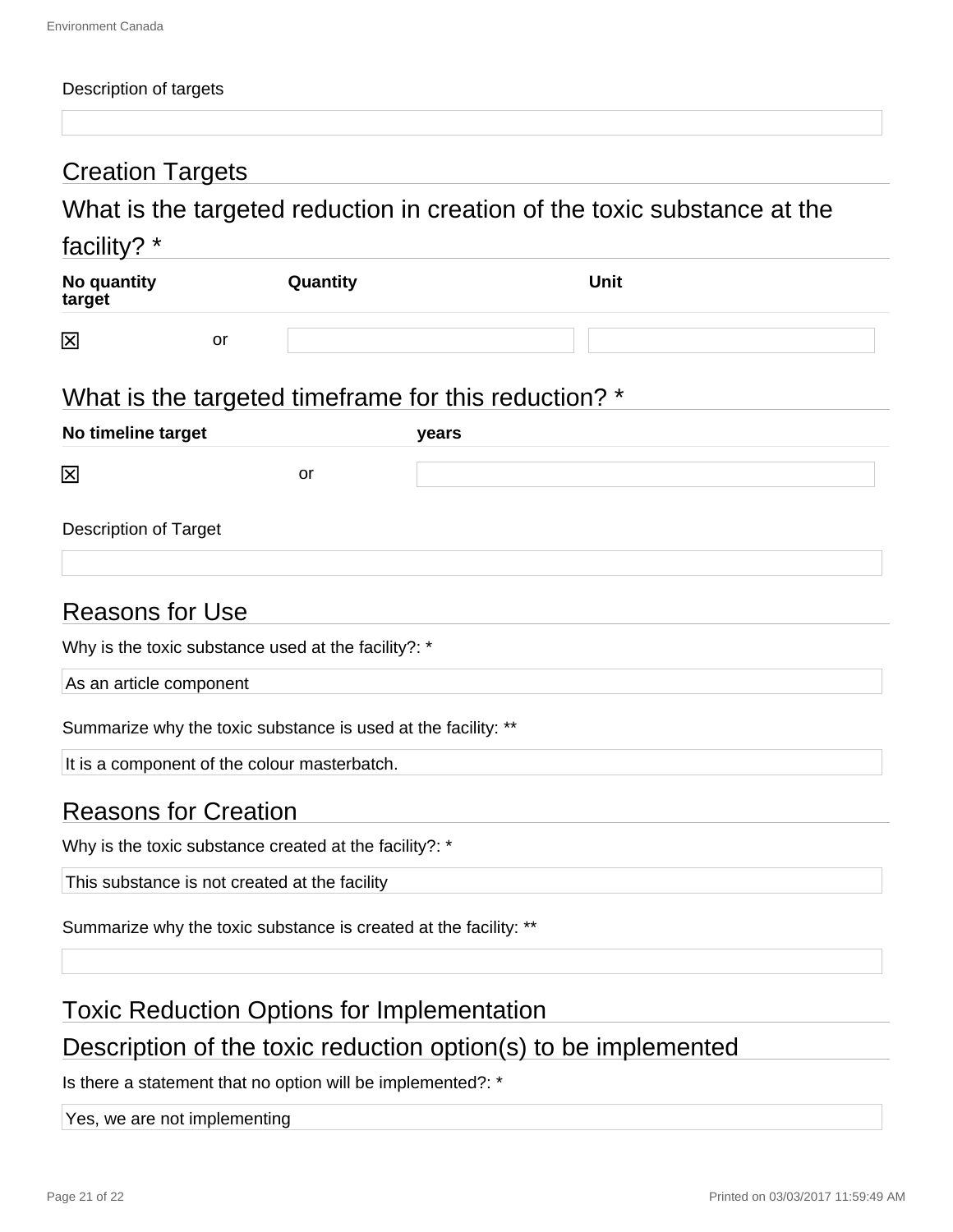Description of targets

## Creation Targets

### What is the targeted reduction in creation of the toxic substance at the facility? *

| No quantity target | | Quantity | Unit |
|---|---|---|---|
| ☒ | or | | |

### What is the targeted timeframe for this reduction? *

| No timeline target | | years |
|---|---|---|
| ☒ | or | |

Description of Target

## Reasons for Use

Why is the toxic substance used at the facility?: *

As an article component

Summarize why the toxic substance is used at the facility: **

It is a component of the colour masterbatch.

## Reasons for Creation

Why is the toxic substance created at the facility?: *

This substance is not created at the facility

Summarize why the toxic substance is created at the facility: **

## Toxic Reduction Options for Implementation

### Description of the toxic reduction option(s) to be implemented

Is there a statement that no option will be implemented?: *

Yes, we are not implementing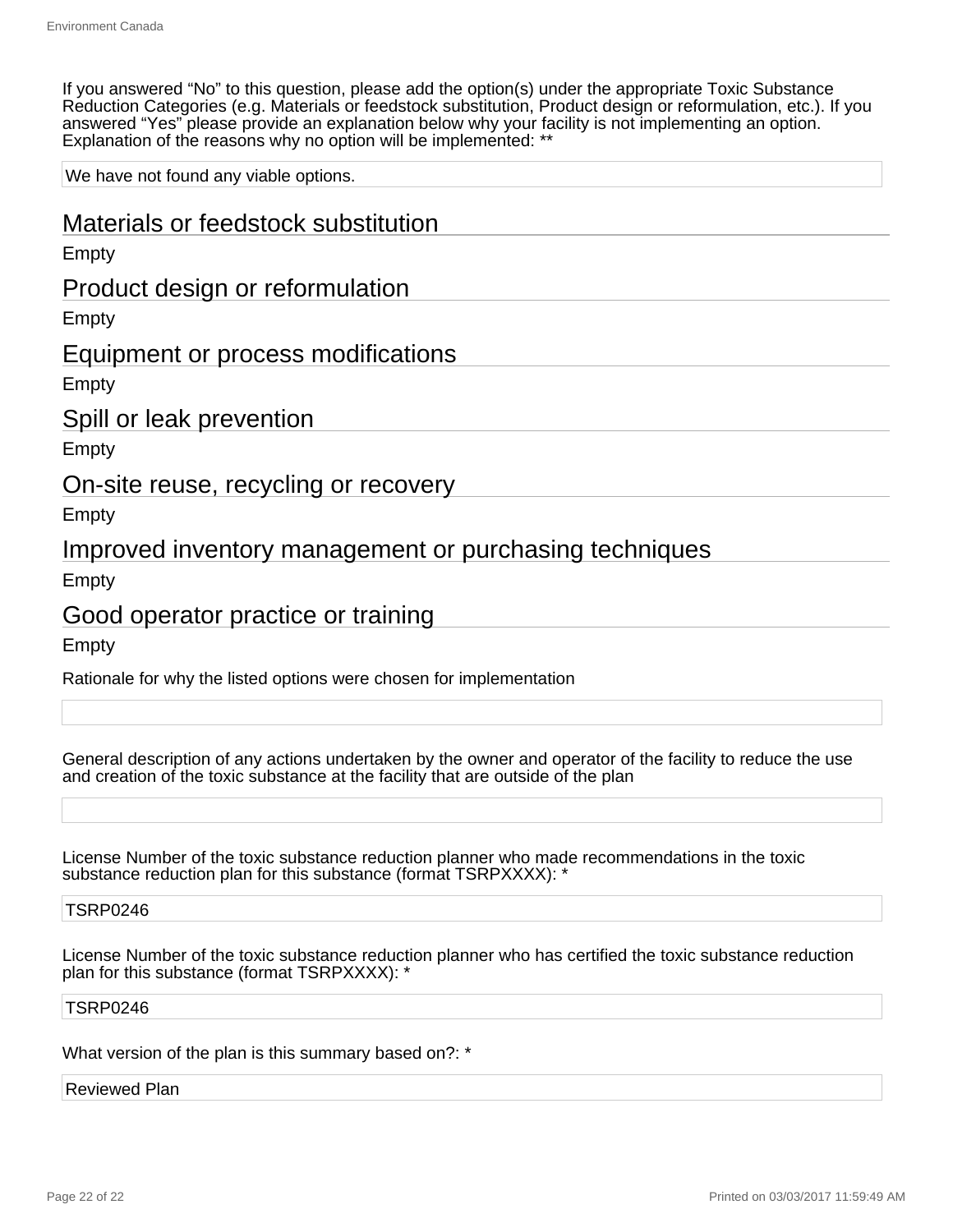If you answered “No” to this question, please add the option(s) under the appropriate Toxic Substance Reduction Categories (e.g. Materials or feedstock substitution, Product design or reformulation, etc.). If you answered “Yes” please provide an explanation below why your facility is not implementing an option. Explanation of the reasons why no option will be implemented: **

We have not found any viable options.

## Materials or feedstock substitution

Empty

## Product design or reformulation

Empty

## Equipment or process modifications

Empty

## Spill or leak prevention

Empty

## On-site reuse, recycling or recovery

Empty

## Improved inventory management or purchasing techniques

Empty

## Good operator practice or training

Empty

Rationale for why the listed options were chosen for implementation

General description of any actions undertaken by the owner and operator of the facility to reduce the use and creation of the toxic substance at the facility that are outside of the plan

License Number of the toxic substance reduction planner who made recommendations in the toxic substance reduction plan for this substance (format TSRPXXXX): *

TSRP0246

License Number of the toxic substance reduction planner who has certified the toxic substance reduction plan for this substance (format TSRPXXXX): *

TSRP0246

What version of the plan is this summary based on?: *

Reviewed Plan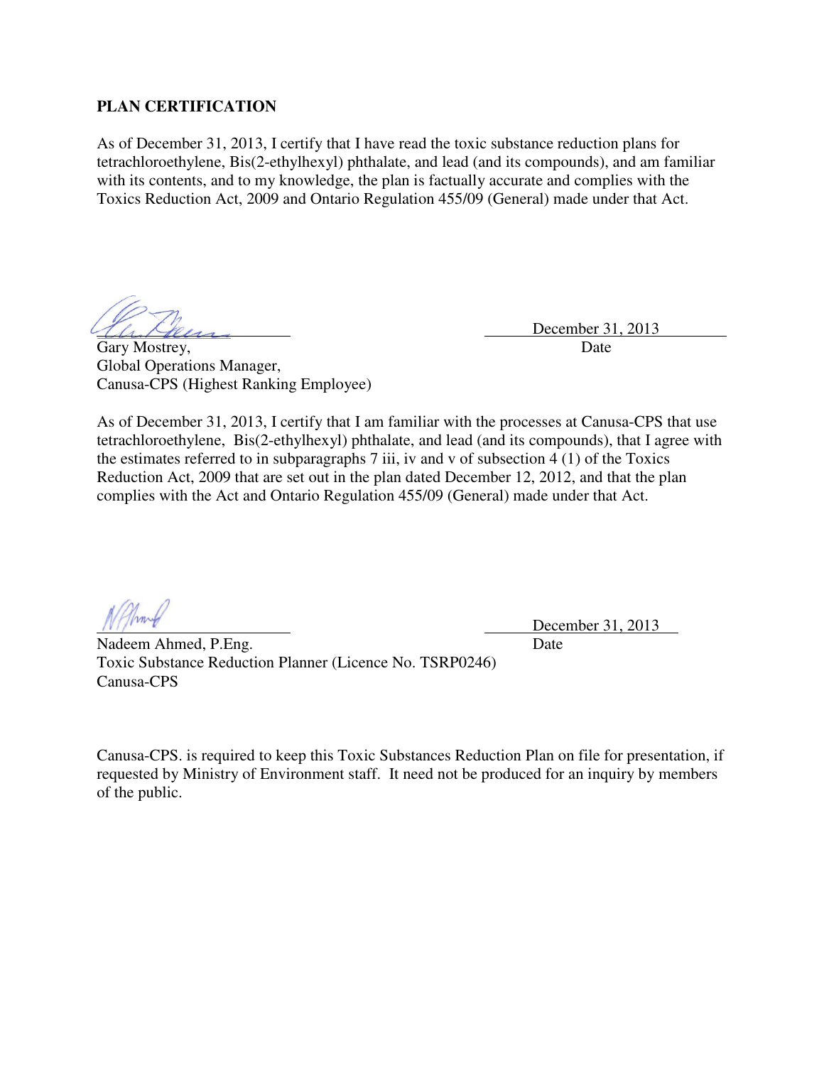**PLAN CERTIFICATION**

As of December 31, 2013, I certify that I have read the toxic substance reduction plans for tetrachloroethylene, Bis(2-ethylhexyl) phthalate, and lead (and its compounds), and am familiar with its contents, and to my knowledge, the plan is factually accurate and complies with the Toxics Reduction Act, 2009 and Ontario Regulation 455/09 (General) made under that Act.

Gary Mostrey,
Global Operations Manager,
Canusa-CPS (Highest Ranking Employee)

December 31, 2013
Date

As of December 31, 2013, I certify that I am familiar with the processes at Canusa-CPS that use tetrachloroethylene, Bis(2-ethylhexyl) phthalate, and lead (and its compounds), that I agree with the estimates referred to in subparagraphs 7 iii, iv and v of subsection 4 (1) of the Toxics Reduction Act, 2009 that are set out in the plan dated December 12, 2012, and that the plan complies with the Act and Ontario Regulation 455/09 (General) made under that Act.

Nadeem Ahmed, P.Eng.
Toxic Substance Reduction Planner (Licence No. TSRP0246)
Canusa-CPS

December 31, 2013
Date

Canusa-CPS. is required to keep this Toxic Substances Reduction Plan on file for presentation, if requested by Ministry of Environment staff. It need not be produced for an inquiry by members of the public.